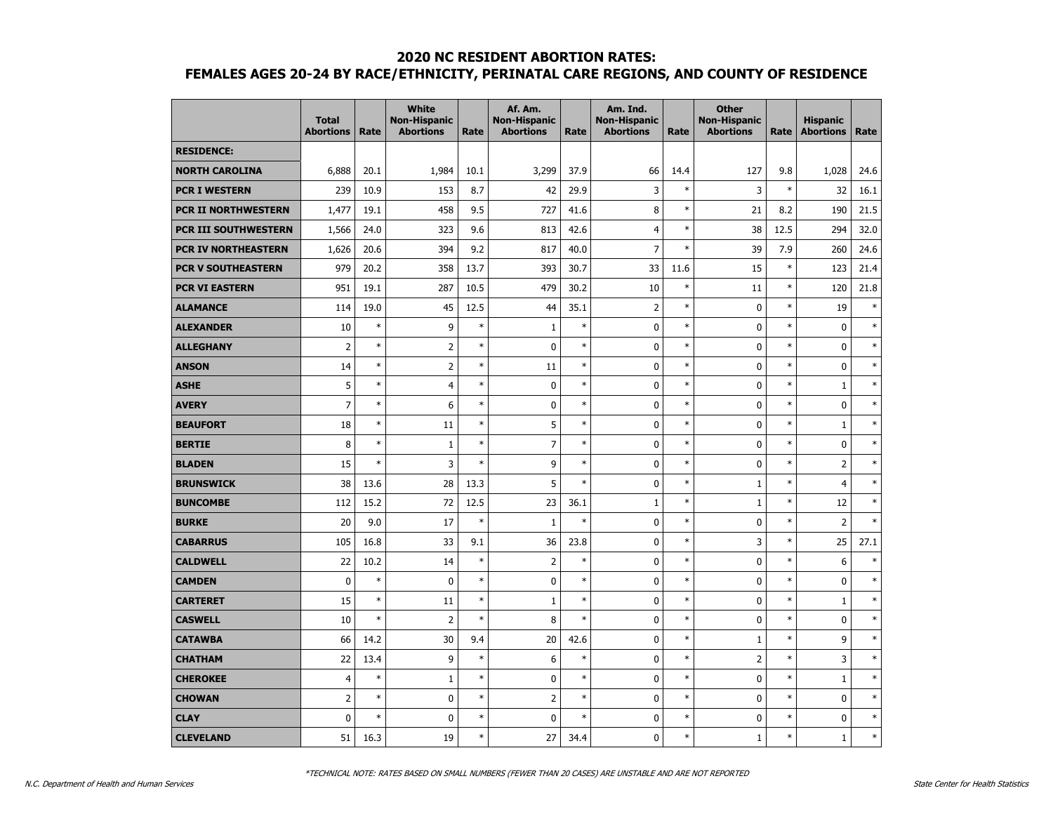# 2020 NC RESIDENT ABORTION RATES:
## FEMALES AGES 20-24 BY RACE/ETHNICITY, PERINATAL CARE REGIONS, AND COUNTY OF RESIDENCE

| | Total Abortions | Rate | White Non-Hispanic Abortions | Rate | Af. Am. Non-Hispanic Abortions | Rate | Am. Ind. Non-Hispanic Abortions | Rate | Other Non-Hispanic Abortions | Rate | Hispanic Abortions | Rate |
|---|---|---|---|---|---|---|---|---|---|---|---|---|
| **RESIDENCE:** | | | | | | | | | | | | |
| **NORTH CAROLINA** | 6,888 | 20.1 | 1,984 | 10.1 | 3,299 | 37.9 | 66 | 14.4 | 127 | 9.8 | 1,028 | 24.6 |
| **PCR I WESTERN** | 239 | 10.9 | 153 | 8.7 | 42 | 29.9 | 3 | * | 3 | * | 32 | 16.1 |
| **PCR II NORTHWESTERN** | 1,477 | 19.1 | 458 | 9.5 | 727 | 41.6 | 8 | * | 21 | 8.2 | 190 | 21.5 |
| **PCR III SOUTHWESTERN** | 1,566 | 24.0 | 323 | 9.6 | 813 | 42.6 | 4 | * | 38 | 12.5 | 294 | 32.0 |
| **PCR IV NORTHEASTERN** | 1,626 | 20.6 | 394 | 9.2 | 817 | 40.0 | 7 | * | 39 | 7.9 | 260 | 24.6 |
| **PCR V SOUTHEASTERN** | 979 | 20.2 | 358 | 13.7 | 393 | 30.7 | 33 | 11.6 | 15 | * | 123 | 21.4 |
| **PCR VI EASTERN** | 951 | 19.1 | 287 | 10.5 | 479 | 30.2 | 10 | * | 11 | * | 120 | 21.8 |
| **ALAMANCE** | 114 | 19.0 | 45 | 12.5 | 44 | 35.1 | 2 | * | 0 | * | 19 | * |
| **ALEXANDER** | 10 | * | 9 | * | 1 | * | 0 | * | 0 | * | 0 | * |
| **ALLEGHANY** | 2 | * | 2 | * | 0 | * | 0 | * | 0 | * | 0 | * |
| **ANSON** | 14 | * | 2 | * | 11 | * | 0 | * | 0 | * | 0 | * |
| **ASHE** | 5 | * | 4 | * | 0 | * | 0 | * | 0 | * | 1 | * |
| **AVERY** | 7 | * | 6 | * | 0 | * | 0 | * | 0 | * | 0 | * |
| **BEAUFORT** | 18 | * | 11 | * | 5 | * | 0 | * | 0 | * | 1 | * |
| **BERTIE** | 8 | * | 1 | * | 7 | * | 0 | * | 0 | * | 0 | * |
| **BLADEN** | 15 | * | 3 | * | 9 | * | 0 | * | 0 | * | 2 | * |
| **BRUNSWICK** | 38 | 13.6 | 28 | 13.3 | 5 | * | 0 | * | 1 | * | 4 | * |
| **BUNCOMBE** | 112 | 15.2 | 72 | 12.5 | 23 | 36.1 | 1 | * | 1 | * | 12 | * |
| **BURKE** | 20 | 9.0 | 17 | * | 1 | * | 0 | * | 0 | * | 2 | * |
| **CABARRUS** | 105 | 16.8 | 33 | 9.1 | 36 | 23.8 | 0 | * | 3 | * | 25 | 27.1 |
| **CALDWELL** | 22 | 10.2 | 14 | * | 2 | * | 0 | * | 0 | * | 6 | * |
| **CAMDEN** | 0 | * | 0 | * | 0 | * | 0 | * | 0 | * | 0 | * |
| **CARTERET** | 15 | * | 11 | * | 1 | * | 0 | * | 0 | * | 1 | * |
| **CASWELL** | 10 | * | 2 | * | 8 | * | 0 | * | 0 | * | 0 | * |
| **CATAWBA** | 66 | 14.2 | 30 | 9.4 | 20 | 42.6 | 0 | * | 1 | * | 9 | * |
| **CHATHAM** | 22 | 13.4 | 9 | * | 6 | * | 0 | * | 2 | * | 3 | * |
| **CHEROKEE** | 4 | * | 1 | * | 0 | * | 0 | * | 0 | * | 1 | * |
| **CHOWAN** | 2 | * | 0 | * | 2 | * | 0 | * | 0 | * | 0 | * |
| **CLAY** | 0 | * | 0 | * | 0 | * | 0 | * | 0 | * | 0 | * |
| **CLEVELAND** | 51 | 16.3 | 19 | * | 27 | 34.4 | 0 | * | 1 | * | 1 | * |

*TECHNICAL NOTE: RATES BASED ON SMALL NUMBERS (FEWER THAN 20 CASES) ARE UNSTABLE AND ARE NOT REPORTED

N.C. Department of Health and Human Services

State Center for Health Statistics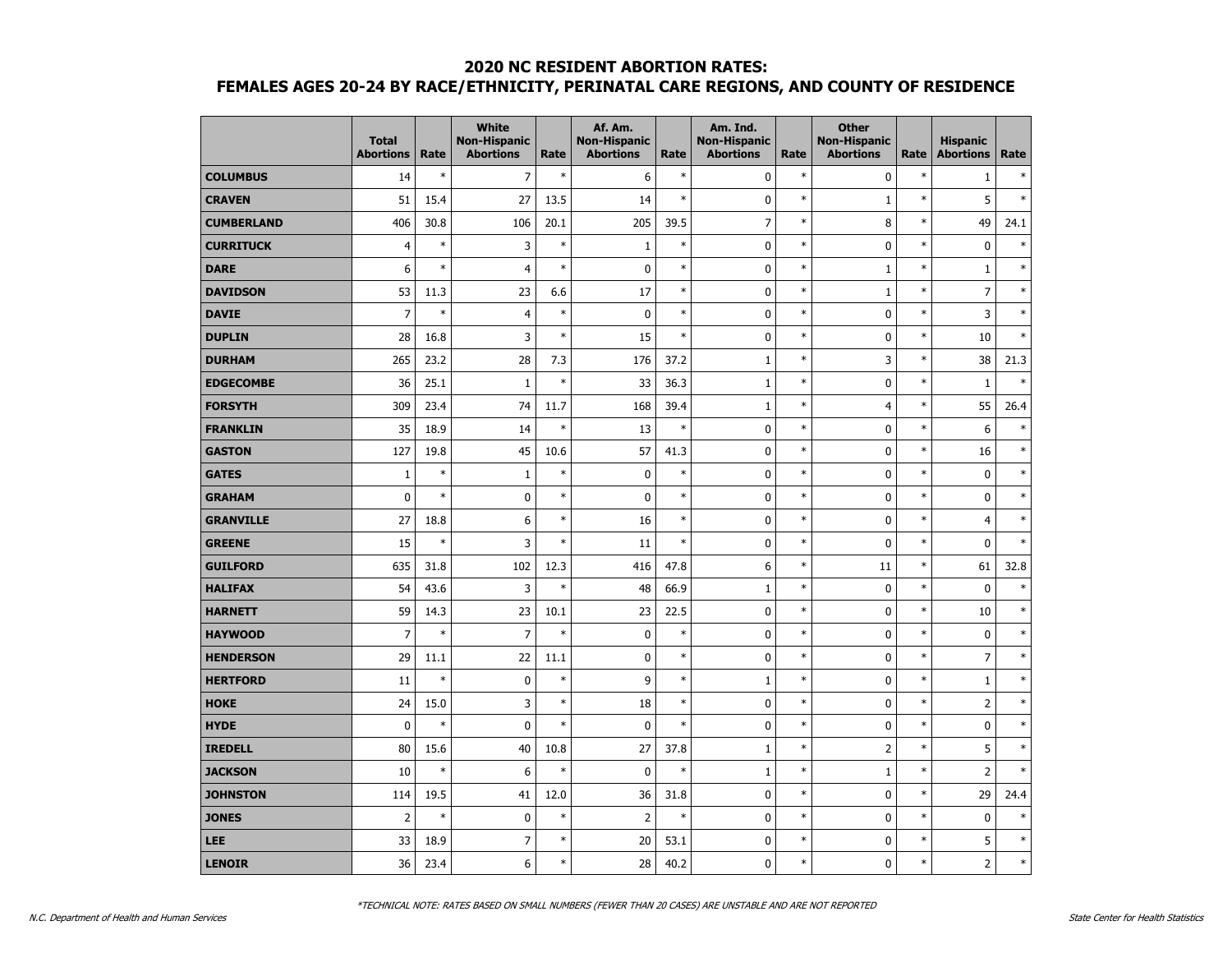# 2020 NC RESIDENT ABORTION RATES:
# FEMALES AGES 20-24 BY RACE/ETHNICITY, PERINATAL CARE REGIONS, AND COUNTY OF RESIDENCE

| | Total Abortions | Rate | White Non-Hispanic Abortions | Rate | Af. Am. Non-Hispanic Abortions | Rate | Am. Ind. Non-Hispanic Abortions | Rate | Other Non-Hispanic Abortions | Rate | Hispanic Abortions | Rate |
|---|---|---|---|---|---|---|---|---|---|---|---|---|
| **COLUMBUS** | 14 | * | 7 | * | 6 | * | 0 | * | 0 | * | 1 | * |
| **CRAVEN** | 51 | 15.4 | 27 | 13.5 | 14 | * | 0 | * | 1 | * | 5 | * |
| **CUMBERLAND** | 406 | 30.8 | 106 | 20.1 | 205 | 39.5 | 7 | * | 8 | * | 49 | 24.1 |
| **CURRITUCK** | 4 | * | 3 | * | 1 | * | 0 | * | 0 | * | 0 | * |
| **DARE** | 6 | * | 4 | * | 0 | * | 0 | * | 1 | * | 1 | * |
| **DAVIDSON** | 53 | 11.3 | 23 | 6.6 | 17 | * | 0 | * | 1 | * | 7 | * |
| **DAVIE** | 7 | * | 4 | * | 0 | * | 0 | * | 0 | * | 3 | * |
| **DUPLIN** | 28 | 16.8 | 3 | * | 15 | * | 0 | * | 0 | * | 10 | * |
| **DURHAM** | 265 | 23.2 | 28 | 7.3 | 176 | 37.2 | 1 | * | 3 | * | 38 | 21.3 |
| **EDGECOMBE** | 36 | 25.1 | 1 | * | 33 | 36.3 | 1 | * | 0 | * | 1 | * |
| **FORSYTH** | 309 | 23.4 | 74 | 11.7 | 168 | 39.4 | 1 | * | 4 | * | 55 | 26.4 |
| **FRANKLIN** | 35 | 18.9 | 14 | * | 13 | * | 0 | * | 0 | * | 6 | * |
| **GASTON** | 127 | 19.8 | 45 | 10.6 | 57 | 41.3 | 0 | * | 0 | * | 16 | * |
| **GATES** | 1 | * | 1 | * | 0 | * | 0 | * | 0 | * | 0 | * |
| **GRAHAM** | 0 | * | 0 | * | 0 | * | 0 | * | 0 | * | 0 | * |
| **GRANVILLE** | 27 | 18.8 | 6 | * | 16 | * | 0 | * | 0 | * | 4 | * |
| **GREENE** | 15 | * | 3 | * | 11 | * | 0 | * | 0 | * | 0 | * |
| **GUILFORD** | 635 | 31.8 | 102 | 12.3 | 416 | 47.8 | 6 | * | 11 | * | 61 | 32.8 |
| **HALIFAX** | 54 | 43.6 | 3 | * | 48 | 66.9 | 1 | * | 0 | * | 0 | * |
| **HARNETT** | 59 | 14.3 | 23 | 10.1 | 23 | 22.5 | 0 | * | 0 | * | 10 | * |
| **HAYWOOD** | 7 | * | 7 | * | 0 | * | 0 | * | 0 | * | 0 | * |
| **HENDERSON** | 29 | 11.1 | 22 | 11.1 | 0 | * | 0 | * | 0 | * | 7 | * |
| **HERTFORD** | 11 | * | 0 | * | 9 | * | 1 | * | 0 | * | 1 | * |
| **HOKE** | 24 | 15.0 | 3 | * | 18 | * | 0 | * | 0 | * | 2 | * |
| **HYDE** | 0 | * | 0 | * | 0 | * | 0 | * | 0 | * | 0 | * |
| **IREDELL** | 80 | 15.6 | 40 | 10.8 | 27 | 37.8 | 1 | * | 2 | * | 5 | * |
| **JACKSON** | 10 | * | 6 | * | 0 | * | 1 | * | 1 | * | 2 | * |
| **JOHNSTON** | 114 | 19.5 | 41 | 12.0 | 36 | 31.8 | 0 | * | 0 | * | 29 | 24.4 |
| **JONES** | 2 | * | 0 | * | 2 | * | 0 | * | 0 | * | 0 | * |
| **LEE** | 33 | 18.9 | 7 | * | 20 | 53.1 | 0 | * | 0 | * | 5 | * |
| **LENOIR** | 36 | 23.4 | 6 | * | 28 | 40.2 | 0 | * | 0 | * | 2 | * |

*TECHNICAL NOTE: RATES BASED ON SMALL NUMBERS (FEWER THAN 20 CASES) ARE UNSTABLE AND ARE NOT REPORTED

N.C. Department of Health and Human Services

State Center for Health Statistics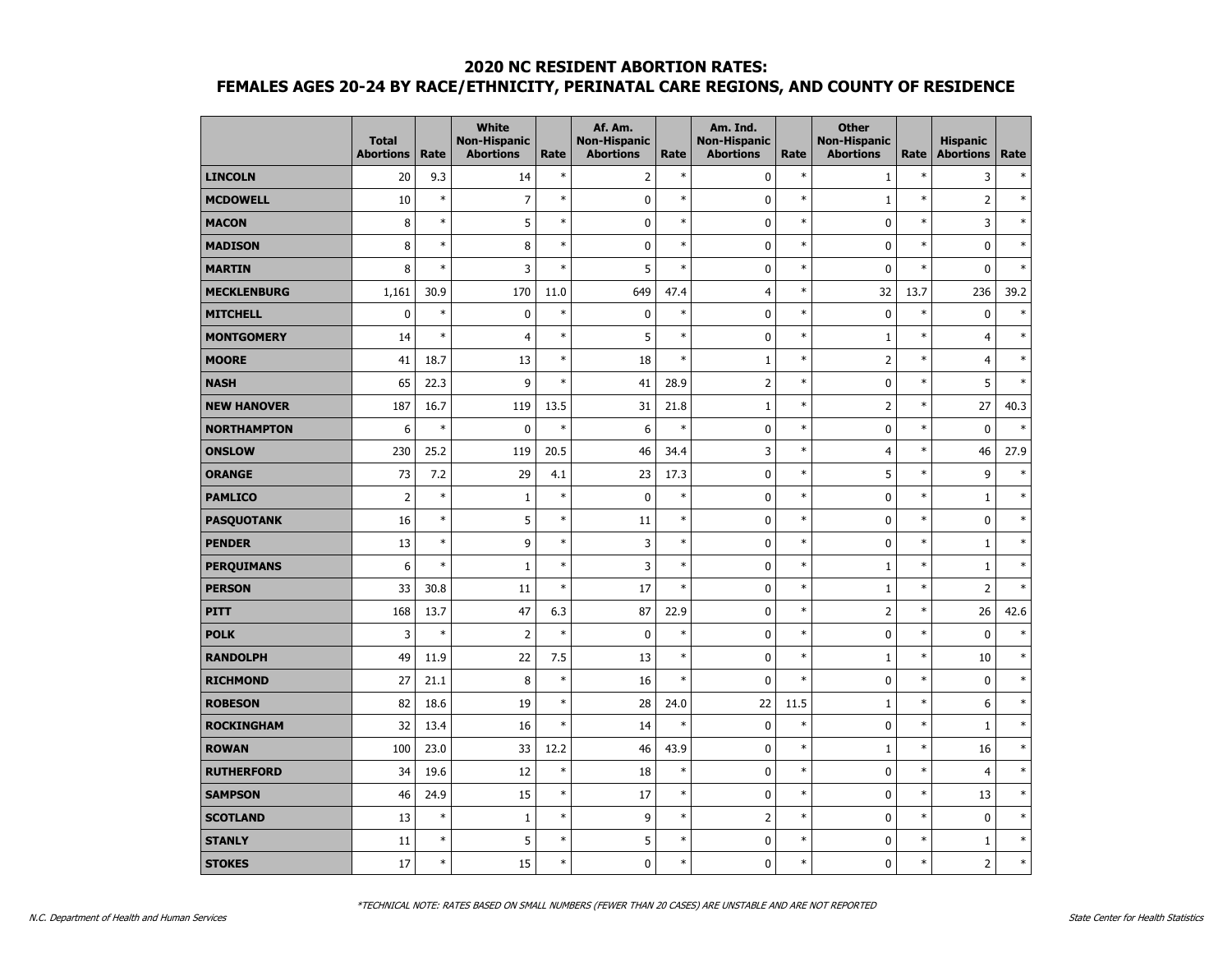## 2020 NC RESIDENT ABORTION RATES:
## FEMALES AGES 20-24 BY RACE/ETHNICITY, PERINATAL CARE REGIONS, AND COUNTY OF RESIDENCE

| | Total Abortions | Rate | White Non-Hispanic Abortions | Rate | Af. Am. Non-Hispanic Abortions | Rate | Am. Ind. Non-Hispanic Abortions | Rate | Other Non-Hispanic Abortions | Rate | Hispanic Abortions | Rate |
|---|---|---|---|---|---|---|---|---|---|---|---|---|
| **LINCOLN** | 20 | 9.3 | 14 | * | 2 | * | 0 | * | 1 | * | 3 | * |
| **MCDOWELL** | 10 | * | 7 | * | 0 | * | 0 | * | 1 | * | 2 | * |
| **MACON** | 8 | * | 5 | * | 0 | * | 0 | * | 0 | * | 3 | * |
| **MADISON** | 8 | * | 8 | * | 0 | * | 0 | * | 0 | * | 0 | * |
| **MARTIN** | 8 | * | 3 | * | 5 | * | 0 | * | 0 | * | 0 | * |
| **MECKLENBURG** | 1,161 | 30.9 | 170 | 11.0 | 649 | 47.4 | 4 | * | 32 | 13.7 | 236 | 39.2 |
| **MITCHELL** | 0 | * | 0 | * | 0 | * | 0 | * | 0 | * | 0 | * |
| **MONTGOMERY** | 14 | * | 4 | * | 5 | * | 0 | * | 1 | * | 4 | * |
| **MOORE** | 41 | 18.7 | 13 | * | 18 | * | 1 | * | 2 | * | 4 | * |
| **NASH** | 65 | 22.3 | 9 | * | 41 | 28.9 | 2 | * | 0 | * | 5 | * |
| **NEW HANOVER** | 187 | 16.7 | 119 | 13.5 | 31 | 21.8 | 1 | * | 2 | * | 27 | 40.3 |
| **NORTHAMPTON** | 6 | * | 0 | * | 6 | * | 0 | * | 0 | * | 0 | * |
| **ONSLOW** | 230 | 25.2 | 119 | 20.5 | 46 | 34.4 | 3 | * | 4 | * | 46 | 27.9 |
| **ORANGE** | 73 | 7.2 | 29 | 4.1 | 23 | 17.3 | 0 | * | 5 | * | 9 | * |
| **PAMLICO** | 2 | * | 1 | * | 0 | * | 0 | * | 0 | * | 1 | * |
| **PASQUOTANK** | 16 | * | 5 | * | 11 | * | 0 | * | 0 | * | 0 | * |
| **PENDER** | 13 | * | 9 | * | 3 | * | 0 | * | 0 | * | 1 | * |
| **PERQUIMANS** | 6 | * | 1 | * | 3 | * | 0 | * | 1 | * | 1 | * |
| **PERSON** | 33 | 30.8 | 11 | * | 17 | * | 0 | * | 1 | * | 2 | * |
| **PITT** | 168 | 13.7 | 47 | 6.3 | 87 | 22.9 | 0 | * | 2 | * | 26 | 42.6 |
| **POLK** | 3 | * | 2 | * | 0 | * | 0 | * | 0 | * | 0 | * |
| **RANDOLPH** | 49 | 11.9 | 22 | 7.5 | 13 | * | 0 | * | 1 | * | 10 | * |
| **RICHMOND** | 27 | 21.1 | 8 | * | 16 | * | 0 | * | 0 | * | 0 | * |
| **ROBESON** | 82 | 18.6 | 19 | * | 28 | 24.0 | 22 | 11.5 | 1 | * | 6 | * |
| **ROCKINGHAM** | 32 | 13.4 | 16 | * | 14 | * | 0 | * | 0 | * | 1 | * |
| **ROWAN** | 100 | 23.0 | 33 | 12.2 | 46 | 43.9 | 0 | * | 1 | * | 16 | * |
| **RUTHERFORD** | 34 | 19.6 | 12 | * | 18 | * | 0 | * | 0 | * | 4 | * |
| **SAMPSON** | 46 | 24.9 | 15 | * | 17 | * | 0 | * | 0 | * | 13 | * |
| **SCOTLAND** | 13 | * | 1 | * | 9 | * | 2 | * | 0 | * | 0 | * |
| **STANLY** | 11 | * | 5 | * | 5 | * | 0 | * | 0 | * | 1 | * |
| **STOKES** | 17 | * | 15 | * | 0 | * | 0 | * | 0 | * | 2 | * |

*TECHNICAL NOTE: RATES BASED ON SMALL NUMBERS (FEWER THAN 20 CASES) ARE UNSTABLE AND ARE NOT REPORTED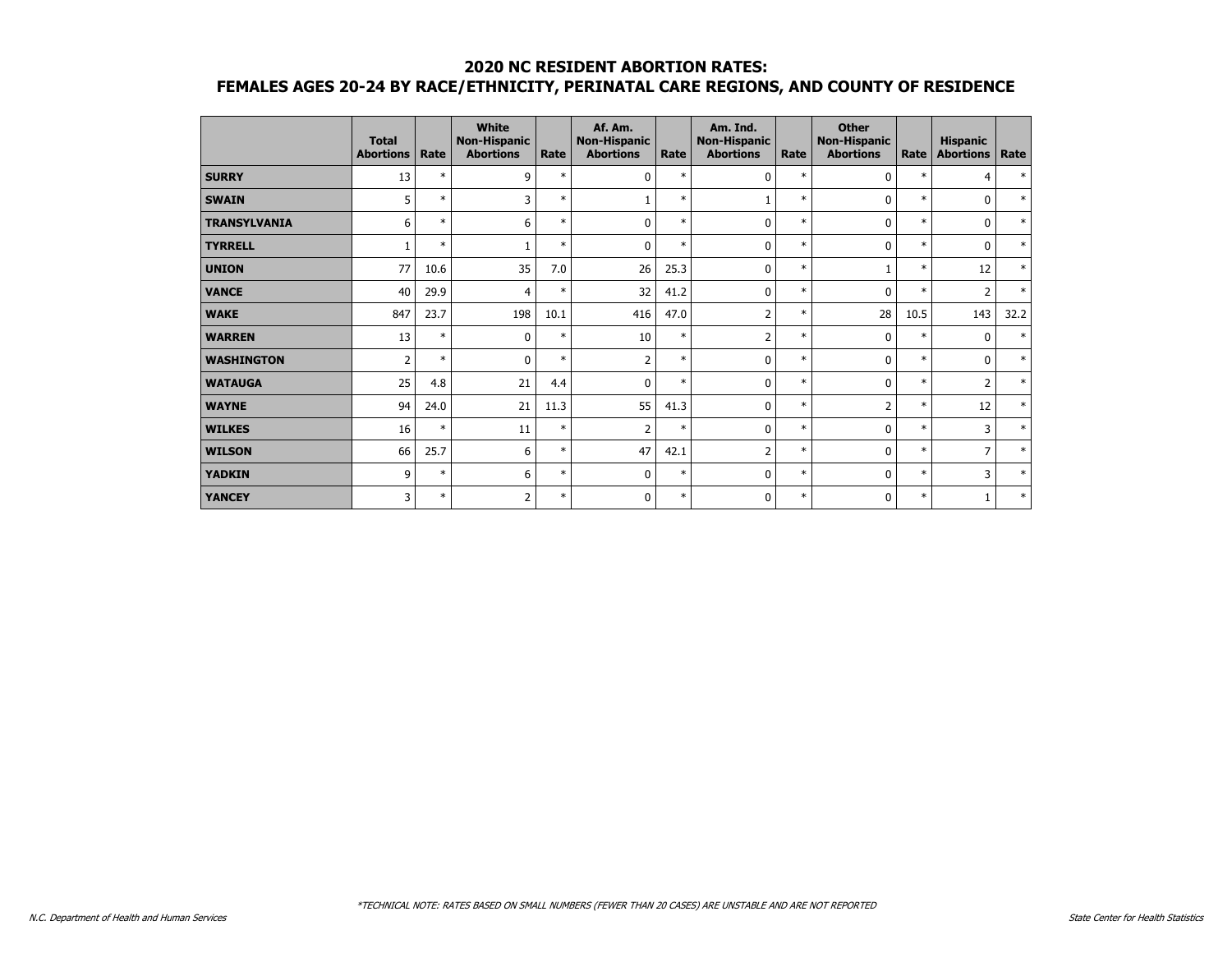## 2020 NC RESIDENT ABORTION RATES:
## FEMALES AGES 20-24 BY RACE/ETHNICITY, PERINATAL CARE REGIONS, AND COUNTY OF RESIDENCE

| | Total Abortions | Rate | White Non-Hispanic Abortions | Rate | Af. Am. Non-Hispanic Abortions | Rate | Am. Ind. Non-Hispanic Abortions | Rate | Other Non-Hispanic Abortions | Rate | Hispanic Abortions | Rate |
|---|---|---|---|---|---|---|---|---|---|---|---|---|
| **SURRY** | 13 | * | 9 | * | 0 | * | 0 | * | 0 | * | 4 | * |
| **SWAIN** | 5 | * | 3 | * | 1 | * | 1 | * | 0 | * | 0 | * |
| **TRANSYLVANIA** | 6 | * | 6 | * | 0 | * | 0 | * | 0 | * | 0 | * |
| **TYRRELL** | 1 | * | 1 | * | 0 | * | 0 | * | 0 | * | 0 | * |
| **UNION** | 77 | 10.6 | 35 | 7.0 | 26 | 25.3 | 0 | * | 1 | * | 12 | * |
| **VANCE** | 40 | 29.9 | 4 | * | 32 | 41.2 | 0 | * | 0 | * | 2 | * |
| **WAKE** | 847 | 23.7 | 198 | 10.1 | 416 | 47.0 | 2 | * | 28 | 10.5 | 143 | 32.2 |
| **WARREN** | 13 | * | 0 | * | 10 | * | 2 | * | 0 | * | 0 | * |
| **WASHINGTON** | 2 | * | 0 | * | 2 | * | 0 | * | 0 | * | 0 | * |
| **WATAUGA** | 25 | 4.8 | 21 | 4.4 | 0 | * | 0 | * | 0 | * | 2 | * |
| **WAYNE** | 94 | 24.0 | 21 | 11.3 | 55 | 41.3 | 0 | * | 2 | * | 12 | * |
| **WILKES** | 16 | * | 11 | * | 2 | * | 0 | * | 0 | * | 3 | * |
| **WILSON** | 66 | 25.7 | 6 | * | 47 | 42.1 | 2 | * | 0 | * | 7 | * |
| **YADKIN** | 9 | * | 6 | * | 0 | * | 0 | * | 0 | * | 3 | * |
| **YANCEY** | 3 | * | 2 | * | 0 | * | 0 | * | 0 | * | 1 | * |

*TECHNICAL NOTE: RATES BASED ON SMALL NUMBERS (FEWER THAN 20 CASES) ARE UNSTABLE AND ARE NOT REPORTED

N.C. Department of Health and Human Services

State Center for Health Statistics